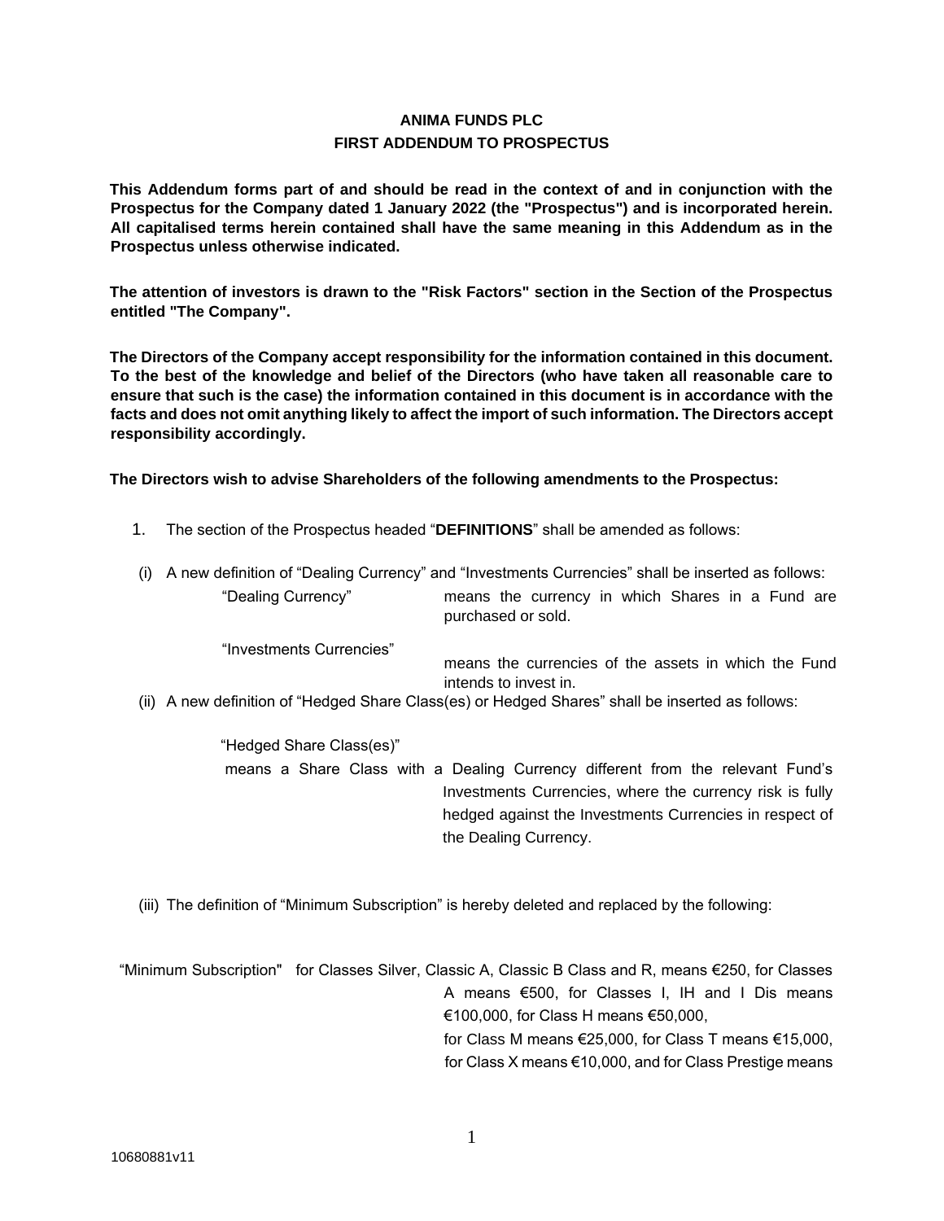**ANIMA FUNDS PLC**

**FIRST ADDENDUM TO PROSPECTUS**

**This Addendum forms part of and should be read in the context of and in conjunction with the Prospectus for the Company dated 1 January 2022 (the "Prospectus") and is incorporated herein. All capitalised terms herein contained shall have the same meaning in this Addendum as in the Prospectus unless otherwise indicated.**

**The attention of investors is drawn to the "Risk Factors" section in the Section of the Prospectus entitled "The Company".**

**The Directors of the Company accept responsibility for the information contained in this document. To the best of the knowledge and belief of the Directors (who have taken all reasonable care to ensure that such is the case) the information contained in this document is in accordance with the facts and does not omit anything likely to affect the import of such information. The Directors accept responsibility accordingly.**

**The Directors wish to advise Shareholders of the following amendments to the Prospectus:**

1. The section of the Prospectus headed "**DEFINITIONS**" shall be amended as follows:

(i) A new definition of "Dealing Currency" and "Investments Currencies" shall be inserted as follows:

"Dealing Currency" means the currency in which Shares in a Fund are purchased or sold.

"Investments Currencies" means the currencies of the assets in which the Fund intends to invest in.

(ii) A new definition of "Hedged Share Class(es) or Hedged Shares" shall be inserted as follows:

"Hedged Share Class(es)" means a Share Class with a Dealing Currency different from the relevant Fund's Investments Currencies, where the currency risk is fully hedged against the Investments Currencies in respect of the Dealing Currency.

(iii) The definition of "Minimum Subscription" is hereby deleted and replaced by the following:

"Minimum Subscription" for Classes Silver, Classic A, Classic B Class and R, means €250, for Classes A means €500, for Classes I, IH and I Dis means €100,000, for Class H means €50,000, for Class M means €25,000, for Class T means €15,000, for Class X means €10,000, and for Class Prestige means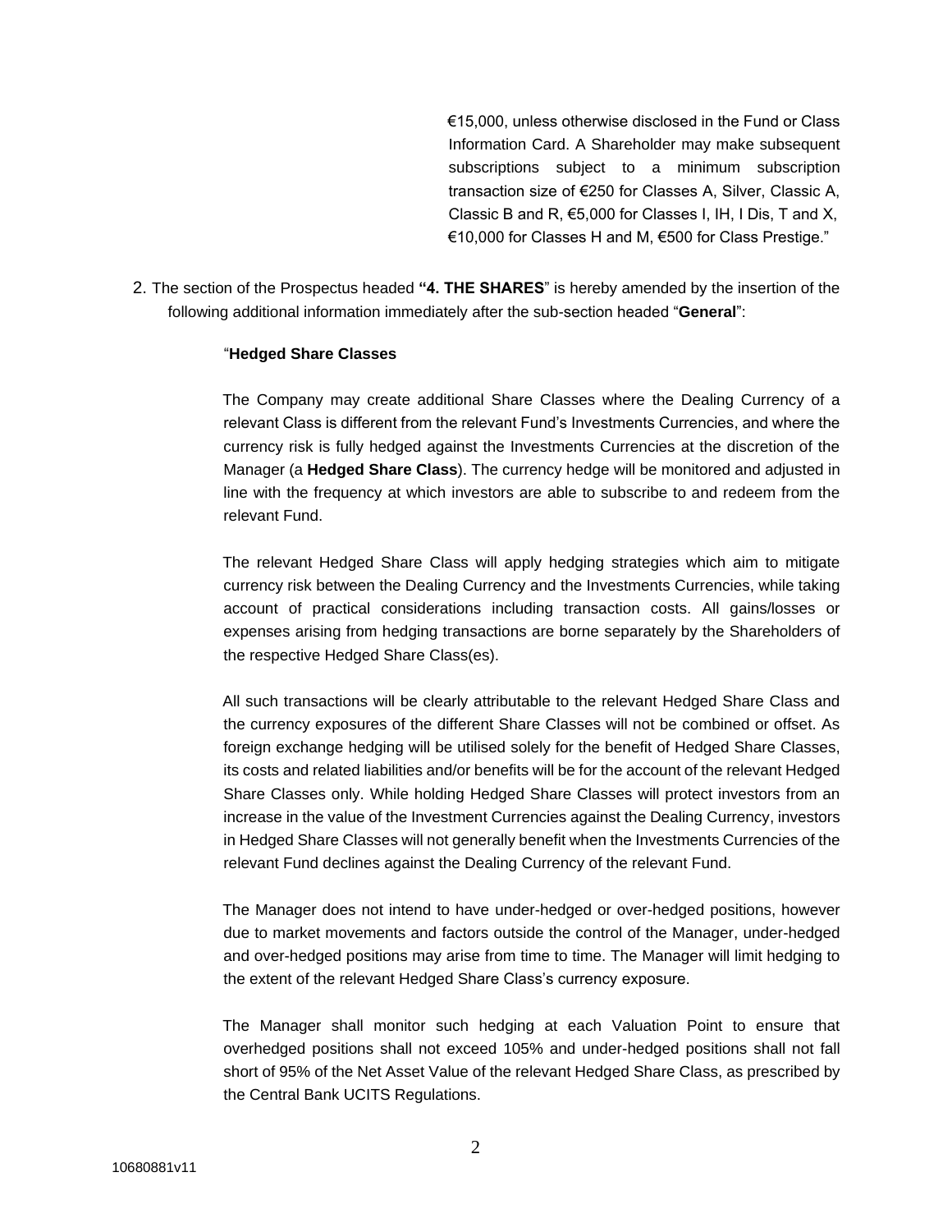€15,000, unless otherwise disclosed in the Fund or Class Information Card. A Shareholder may make subsequent subscriptions subject to a minimum subscription transaction size of €250 for Classes A, Silver, Classic A, Classic B and R, €5,000 for Classes I, IH, I Dis, T and X, €10,000 for Classes H and M, €500 for Class Prestige."

2. The section of the Prospectus headed **"4. THE SHARES**" is hereby amended by the insertion of the following additional information immediately after the sub-section headed "**General**":

"**Hedged Share Classes**

The Company may create additional Share Classes where the Dealing Currency of a relevant Class is different from the relevant Fund's Investments Currencies, and where the currency risk is fully hedged against the Investments Currencies at the discretion of the Manager (a **Hedged Share Class**). The currency hedge will be monitored and adjusted in line with the frequency at which investors are able to subscribe to and redeem from the relevant Fund.

The relevant Hedged Share Class will apply hedging strategies which aim to mitigate currency risk between the Dealing Currency and the Investments Currencies, while taking account of practical considerations including transaction costs. All gains/losses or expenses arising from hedging transactions are borne separately by the Shareholders of the respective Hedged Share Class(es).

All such transactions will be clearly attributable to the relevant Hedged Share Class and the currency exposures of the different Share Classes will not be combined or offset. As foreign exchange hedging will be utilised solely for the benefit of Hedged Share Classes, its costs and related liabilities and/or benefits will be for the account of the relevant Hedged Share Classes only. While holding Hedged Share Classes will protect investors from an increase in the value of the Investment Currencies against the Dealing Currency, investors in Hedged Share Classes will not generally benefit when the Investments Currencies of the relevant Fund declines against the Dealing Currency of the relevant Fund.

The Manager does not intend to have under-hedged or over-hedged positions, however due to market movements and factors outside the control of the Manager, under-hedged and over-hedged positions may arise from time to time. The Manager will limit hedging to the extent of the relevant Hedged Share Class's currency exposure.

The Manager shall monitor such hedging at each Valuation Point to ensure that overhedged positions shall not exceed 105% and under-hedged positions shall not fall short of 95% of the Net Asset Value of the relevant Hedged Share Class, as prescribed by the Central Bank UCITS Regulations.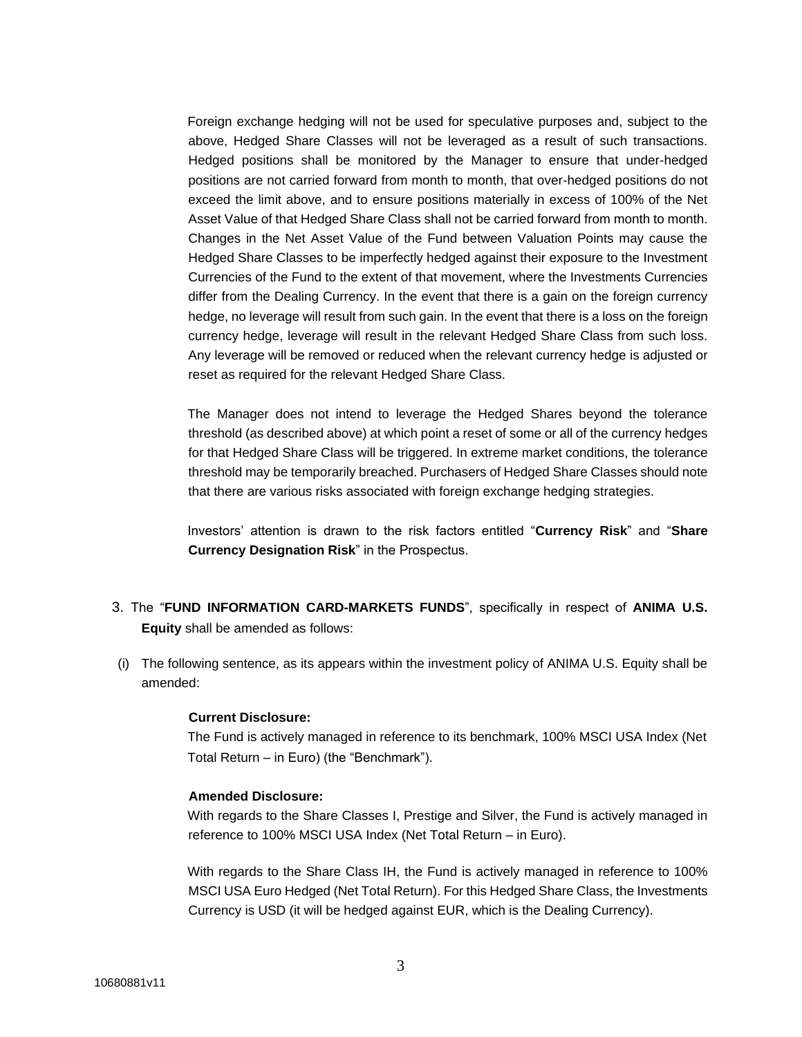Foreign exchange hedging will not be used for speculative purposes and, subject to the above, Hedged Share Classes will not be leveraged as a result of such transactions. Hedged positions shall be monitored by the Manager to ensure that under-hedged positions are not carried forward from month to month, that over-hedged positions do not exceed the limit above, and to ensure positions materially in excess of 100% of the Net Asset Value of that Hedged Share Class shall not be carried forward from month to month. Changes in the Net Asset Value of the Fund between Valuation Points may cause the Hedged Share Classes to be imperfectly hedged against their exposure to the Investment Currencies of the Fund to the extent of that movement, where the Investments Currencies differ from the Dealing Currency. In the event that there is a gain on the foreign currency hedge, no leverage will result from such gain. In the event that there is a loss on the foreign currency hedge, leverage will result in the relevant Hedged Share Class from such loss. Any leverage will be removed or reduced when the relevant currency hedge is adjusted or reset as required for the relevant Hedged Share Class.

The Manager does not intend to leverage the Hedged Shares beyond the tolerance threshold (as described above) at which point a reset of some or all of the currency hedges for that Hedged Share Class will be triggered. In extreme market conditions, the tolerance threshold may be temporarily breached. Purchasers of Hedged Share Classes should note that there are various risks associated with foreign exchange hedging strategies.

Investors' attention is drawn to the risk factors entitled "**Currency Risk**" and "**Share Currency Designation Risk**" in the Prospectus.

3. The "**FUND INFORMATION CARD-MARKETS FUNDS**", specifically in respect of **ANIMA U.S. Equity** shall be amended as follows:

(i) The following sentence, as its appears within the investment policy of ANIMA U.S. Equity shall be amended:

**Current Disclosure:**

The Fund is actively managed in reference to its benchmark, 100% MSCI USA Index (Net Total Return – in Euro) (the "Benchmark").

**Amended Disclosure:**

With regards to the Share Classes I, Prestige and Silver, the Fund is actively managed in reference to 100% MSCI USA Index (Net Total Return – in Euro).

With regards to the Share Class IH, the Fund is actively managed in reference to 100% MSCI USA Euro Hedged (Net Total Return). For this Hedged Share Class, the Investments Currency is USD (it will be hedged against EUR, which is the Dealing Currency).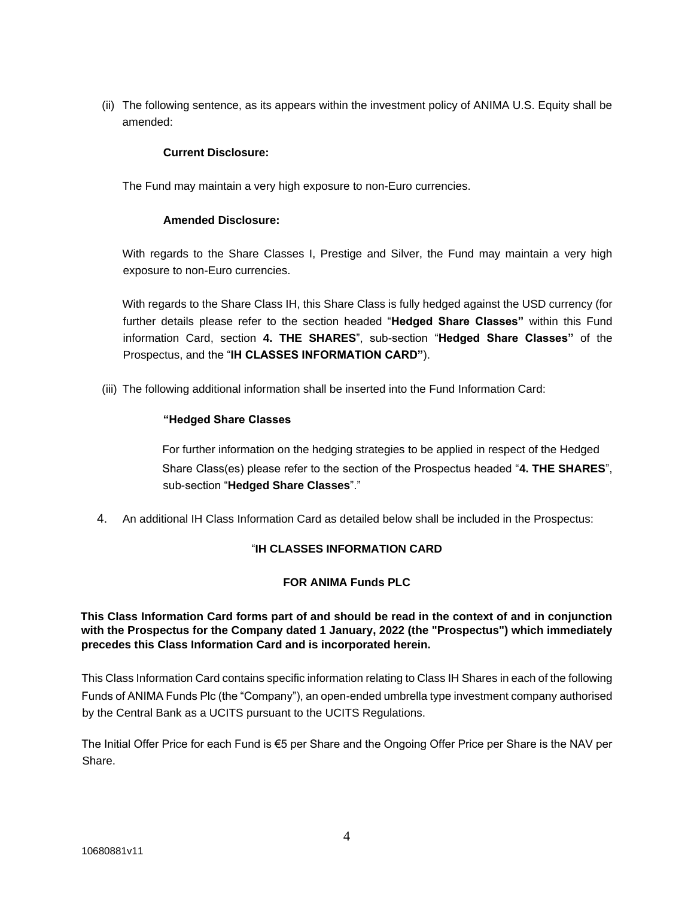(ii) The following sentence, as its appears within the investment policy of ANIMA U.S. Equity shall be amended:

**Current Disclosure:**

The Fund may maintain a very high exposure to non-Euro currencies.

**Amended Disclosure:**

With regards to the Share Classes I, Prestige and Silver, the Fund may maintain a very high exposure to non-Euro currencies.

With regards to the Share Class IH, this Share Class is fully hedged against the USD currency (for further details please refer to the section headed "**Hedged Share Classes"** within this Fund information Card, section **4. THE SHARES**", sub-section "**Hedged Share Classes"** of the Prospectus, and the "**IH CLASSES INFORMATION CARD"**).

(iii) The following additional information shall be inserted into the Fund Information Card:

**"Hedged Share Classes**

For further information on the hedging strategies to be applied in respect of the Hedged Share Class(es) please refer to the section of the Prospectus headed "**4. THE SHARES**", sub-section "**Hedged Share Classes**"."

4. An additional IH Class Information Card as detailed below shall be included in the Prospectus:

"**IH CLASSES INFORMATION CARD**

**FOR ANIMA Funds PLC**

**This Class Information Card forms part of and should be read in the context of and in conjunction with the Prospectus for the Company dated 1 January, 2022 (the "Prospectus") which immediately precedes this Class Information Card and is incorporated herein.**

This Class Information Card contains specific information relating to Class IH Shares in each of the following Funds of ANIMA Funds Plc (the "Company"), an open-ended umbrella type investment company authorised by the Central Bank as a UCITS pursuant to the UCITS Regulations.

The Initial Offer Price for each Fund is €5 per Share and the Ongoing Offer Price per Share is the NAV per Share.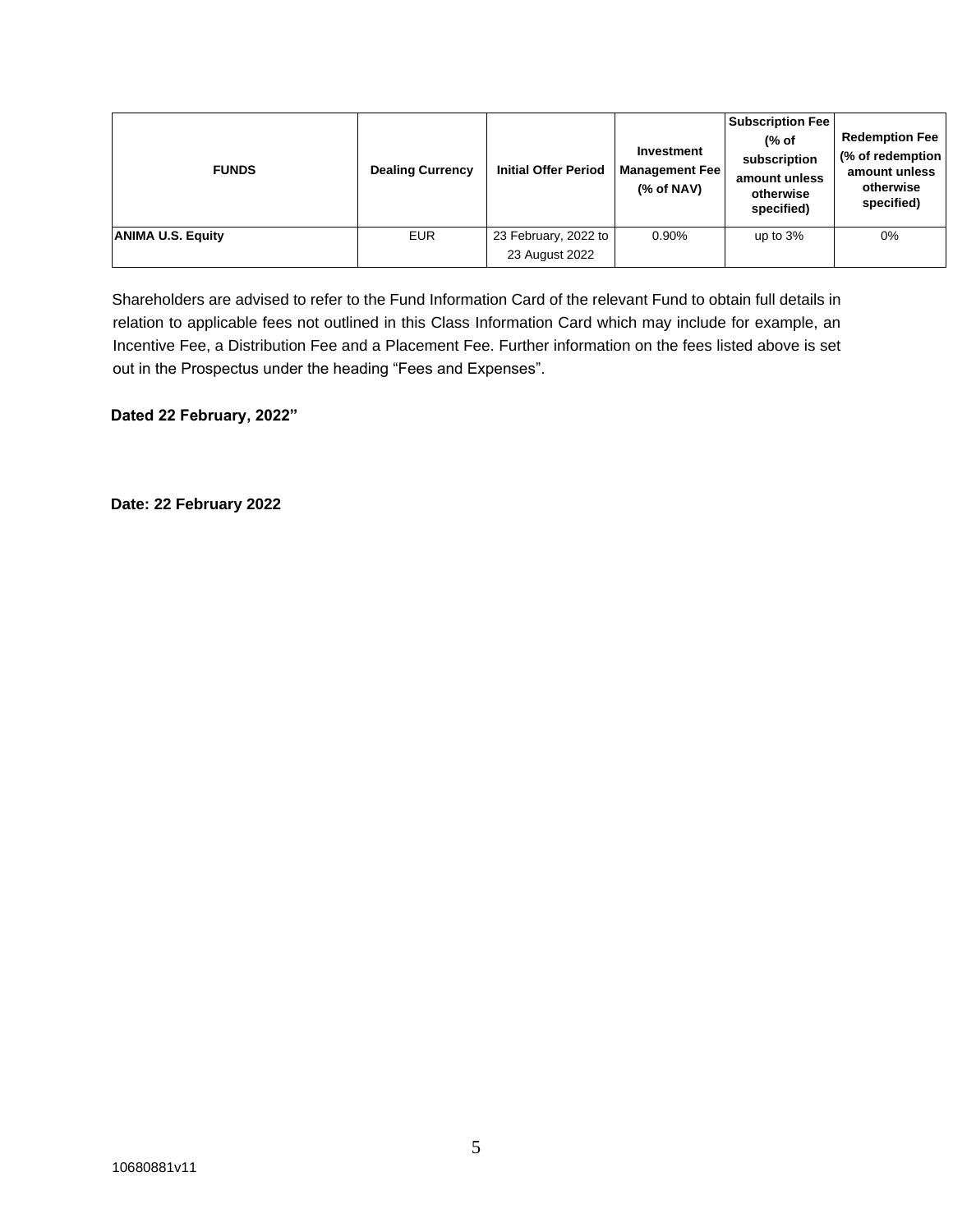| FUNDS | Dealing Currency | Initial Offer Period | Investment Management Fee (% of NAV) | Subscription Fee (% of subscription amount unless otherwise specified) | Redemption Fee (% of redemption amount unless otherwise specified) |
|---|---|---|---|---|---|
| **ANIMA U.S. Equity** | EUR | 23 February, 2022 to 23 August 2022 | 0.90% | up to 3% | 0% |

Shareholders are advised to refer to the Fund Information Card of the relevant Fund to obtain full details in relation to applicable fees not outlined in this Class Information Card which may include for example, an Incentive Fee, a Distribution Fee and a Placement Fee. Further information on the fees listed above is set out in the Prospectus under the heading "Fees and Expenses".

**Dated 22 February, 2022"**

**Date: 22 February 2022**

10680881v11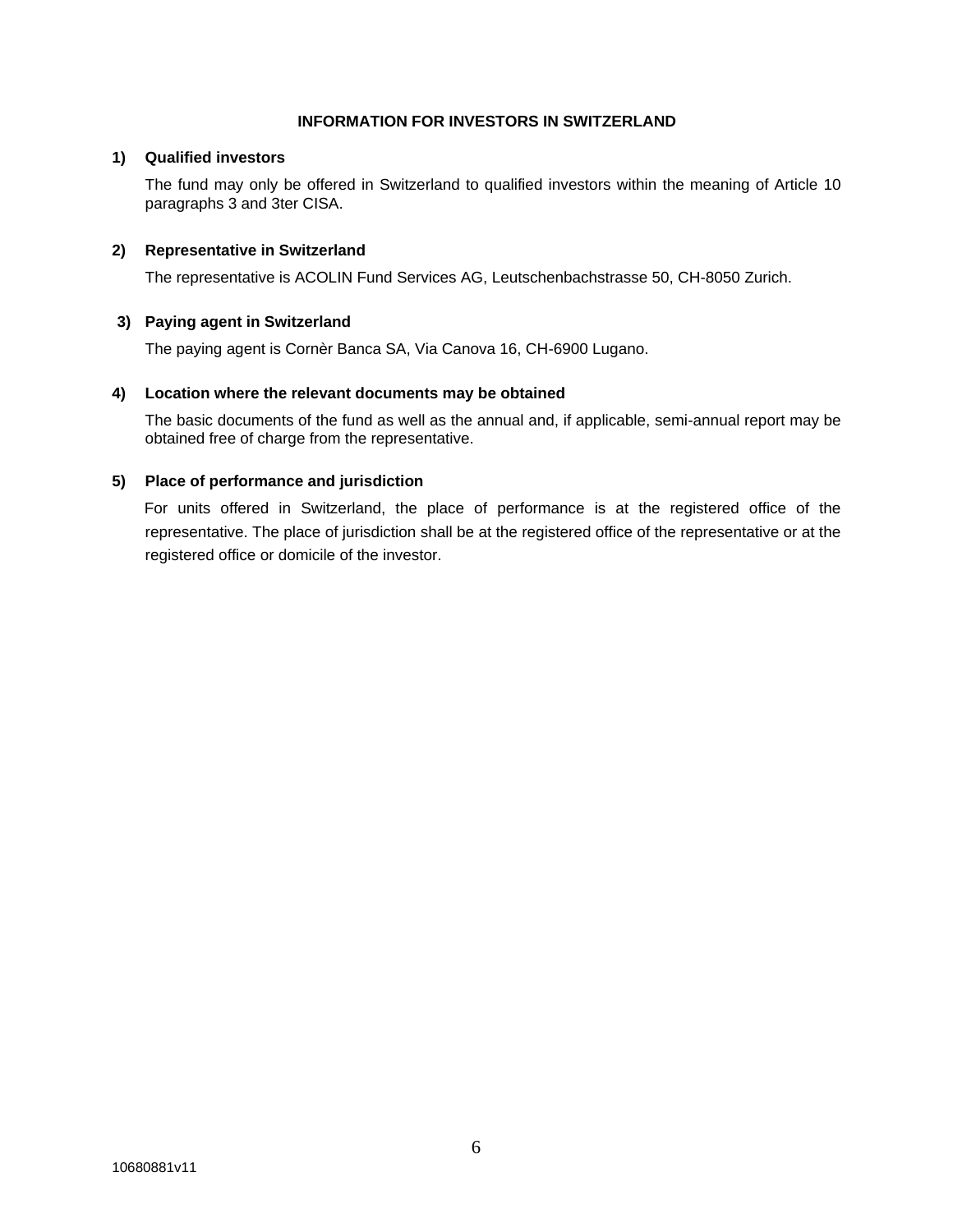## INFORMATION FOR INVESTORS IN SWITZERLAND

**1) Qualified investors**

The fund may only be offered in Switzerland to qualified investors within the meaning of Article 10 paragraphs 3 and 3ter CISA.

**2) Representative in Switzerland**

The representative is ACOLIN Fund Services AG, Leutschenbachstrasse 50, CH-8050 Zurich.

**3) Paying agent in Switzerland**

The paying agent is Cornèr Banca SA, Via Canova 16, CH-6900 Lugano.

**4) Location where the relevant documents may be obtained**

The basic documents of the fund as well as the annual and, if applicable, semi-annual report may be obtained free of charge from the representative.

**5) Place of performance and jurisdiction**

For units offered in Switzerland, the place of performance is at the registered office of the representative. The place of jurisdiction shall be at the registered office of the representative or at the registered office or domicile of the investor.

10680881v11